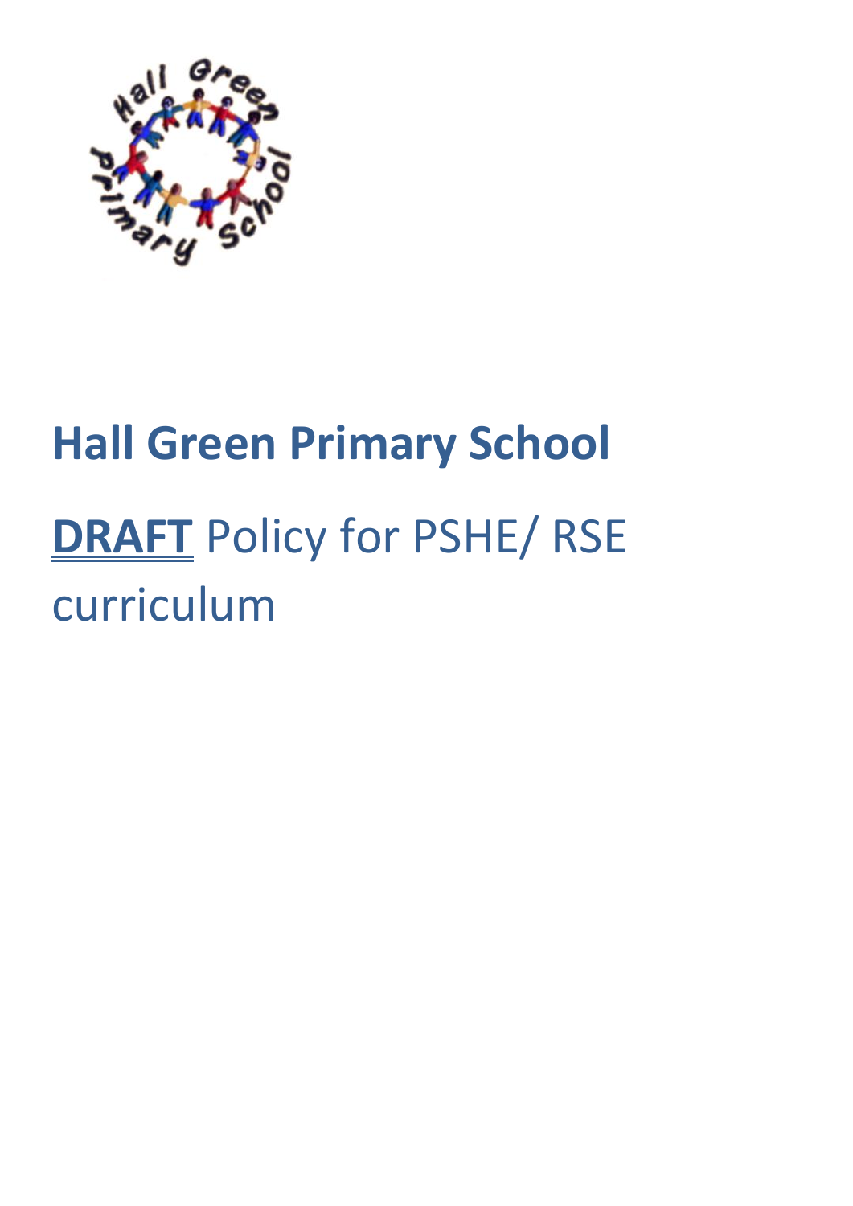# Hall Green Primary School

## **DRAFT** Policy for PSHE/ RSE curriculum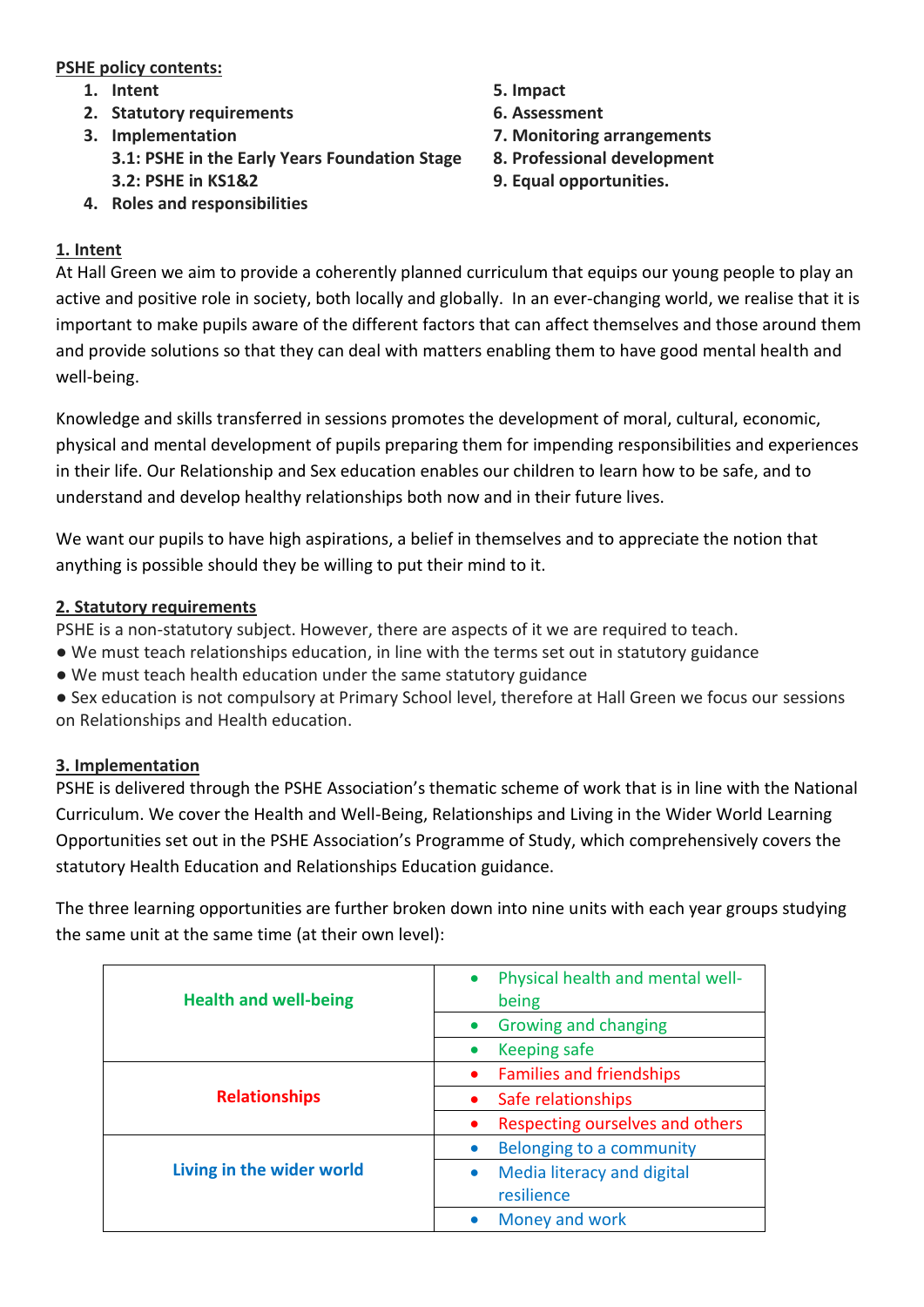**PSHE policy contents:**

1. Intent
2. Statutory requirements
3. Implementation
   - 3.1: PSHE in the Early Years Foundation Stage
   - 3.2: PSHE in KS1&2
4. Roles and responsibilities
5. Impact
6. Assessment
7. Monitoring arrangements
8. Professional development
9. Equal opportunities.

## 1. Intent

At Hall Green we aim to provide a coherently planned curriculum that equips our young people to play an active and positive role in society, both locally and globally. In an ever-changing world, we realise that it is important to make pupils aware of the different factors that can affect themselves and those around them and provide solutions so that they can deal with matters enabling them to have good mental health and well-being.

Knowledge and skills transferred in sessions promotes the development of moral, cultural, economic, physical and mental development of pupils preparing them for impending responsibilities and experiences in their life. Our Relationship and Sex education enables our children to learn how to be safe, and to understand and develop healthy relationships both now and in their future lives.

We want our pupils to have high aspirations, a belief in themselves and to appreciate the notion that anything is possible should they be willing to put their mind to it.

## 2. Statutory requirements

PSHE is a non-statutory subject. However, there are aspects of it we are required to teach.

- We must teach relationships education, in line with the terms set out in statutory guidance
- We must teach health education under the same statutory guidance
- Sex education is not compulsory at Primary School level, therefore at Hall Green we focus our sessions on Relationships and Health education.

## 3. Implementation

PSHE is delivered through the PSHE Association's thematic scheme of work that is in line with the National Curriculum. We cover the Health and Well-Being, Relationships and Living in the Wider World Learning Opportunities set out in the PSHE Association's Programme of Study, which comprehensively covers the statutory Health Education and Relationships Education guidance.

The three learning opportunities are further broken down into nine units with each year groups studying the same unit at the same time (at their own level):

| | |
|---|---|
| **Health and well-being** | • Physical health and mental well-being |
| | • Growing and changing |
| | • Keeping safe |
| **Relationships** | • Families and friendships |
| | • Safe relationships |
| | • Respecting ourselves and others |
| **Living in the wider world** | • Belonging to a community |
| | • Media literacy and digital resilience |
| | • Money and work |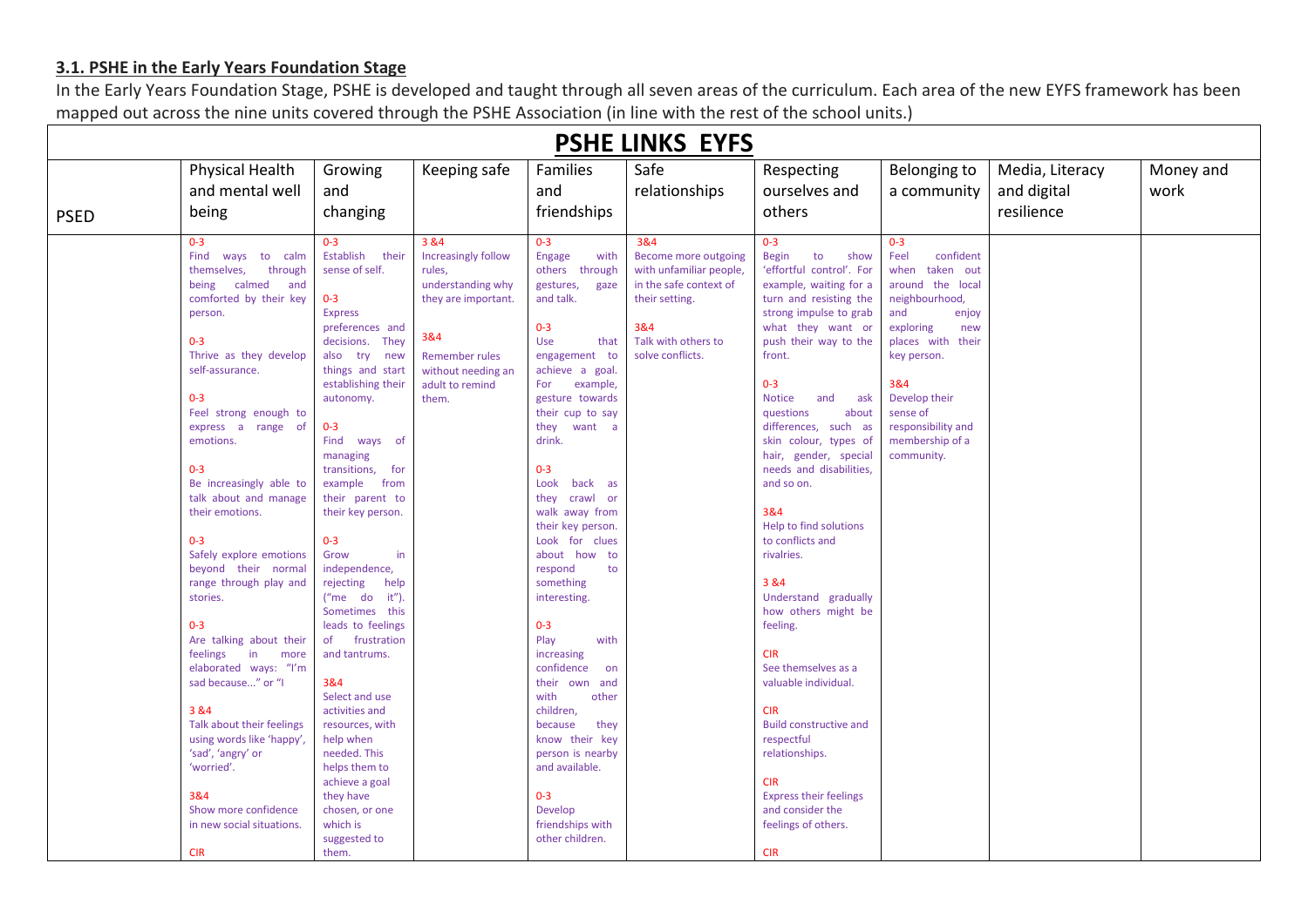**3.1. PSHE in the Early Years Foundation Stage**

In the Early Years Foundation Stage, PSHE is developed and taught through all seven areas of the curriculum. Each area of the new EYFS framework has been mapped out across the nine units covered through the PSHE Association (in line with the rest of the school units.)

| PSHE LINKS EYFS | | | | | | | | | |
|---|---|---|---|---|---|---|---|---|---|
| PSED | Physical Health and mental well being | Growing and changing | Keeping safe | Families and friendships | Safe relationships | Respecting ourselves and others | Belonging to a community | Media, Literacy and digital resilience | Money and work |
| | 0-3<br>Find ways to calm themselves, through being calmed and comforted by their key person.<br><br>0-3<br>Thrive as they develop self-assurance.<br><br>0-3<br>Feel strong enough to express a range of emotions.<br><br>0-3<br>Be increasingly able to talk about and manage their emotions.<br><br>0-3<br>Safely explore emotions beyond their normal range through play and stories.<br><br>0-3<br>Are talking about their feelings in more elaborated ways: "I'm sad because..." or "I<br><br>3 &4<br>Talk about their feelings using words like 'happy', 'sad', 'angry' or 'worried'.<br><br>3&4<br>Show more confidence in new social situations.<br><br>CIR | 0-3<br>Establish their sense of self.<br><br>0-3<br>Express preferences and decisions. They also try new things and start establishing their autonomy.<br><br>0-3<br>Find ways of managing transitions, for example from their parent to their key person.<br><br>0-3<br>Grow in independence, rejecting help ("me do it"). Sometimes this leads to feelings of frustration and tantrums.<br><br>3&4<br>Select and use activities and resources, with help when needed. This helps them to achieve a goal they have chosen, or one which is suggested to them. | 3 &4<br>Increasingly follow rules, understanding why they are important.<br><br>3&4<br>Remember rules without needing an adult to remind them. | 0-3<br>Engage with others through gestures, gaze and talk.<br><br>0-3<br>Use that engagement to achieve a goal. For example, gesture towards their cup to say they want a drink.<br><br>0-3<br>Look back as they crawl or walk away from their key person. Look for clues about how to respond to something interesting.<br><br>0-3<br>Play with increasing confidence on their own and with other children, because they know their key person is nearby and available.<br><br>0-3<br>Develop friendships with other children. | 3&4<br>Become more outgoing with unfamiliar people, in the safe context of their setting.<br><br>3&4<br>Talk with others to solve conflicts. | 0-3<br>Begin to show 'effortful control'. For example, waiting for a turn and resisting the strong impulse to grab what they want or push their way to the front.<br><br>0-3<br>Notice and ask questions about differences, such as skin colour, types of hair, gender, special needs and disabilities, and so on.<br><br>3&4<br>Help to find solutions to conflicts and rivalries.<br><br>3 &4<br>Understand gradually how others might be feeling.<br><br>CIR<br>See themselves as a valuable individual.<br><br>CIR<br>Build constructive and respectful relationships.<br><br>CIR<br>Express their feelings and consider the feelings of others.<br><br>CIR | 0-3<br>Feel confident when taken out around the local neighbourhood, and enjoy exploring new places with their key person.<br><br>3&4<br>Develop their sense of responsibility and membership of a community. | | |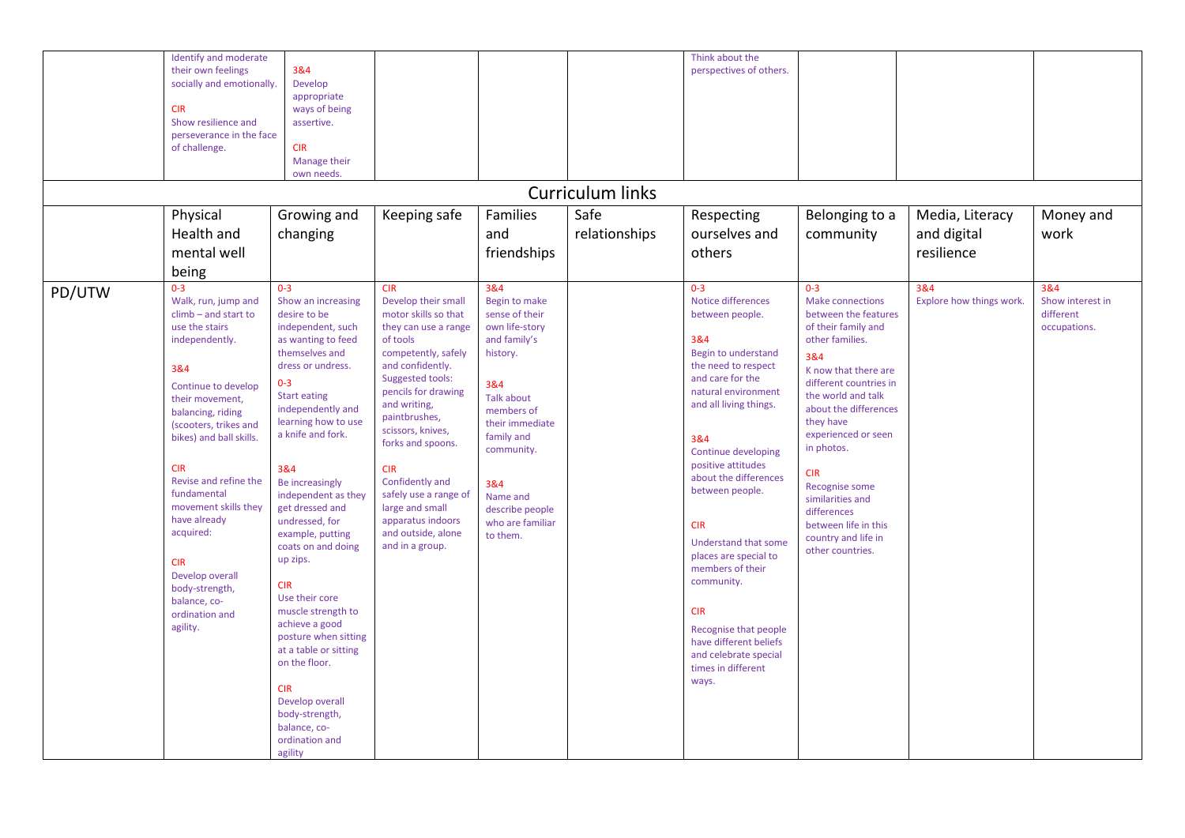| | | | | | | | | | |
|---|---|---|---|---|---|---|---|---|---|
| | Identify and moderate their own feelings socially and emotionally.<br><br>CIR<br>Show resilience and perseverance in the face of challenge. | 3&4<br>Develop appropriate ways of being assertive.<br><br>CIR<br>Manage their own needs. | | | | Think about the perspectives of others. | | | |

**Curriculum links**

| | Physical Health and mental well being | Growing and changing | Keeping safe | Families and friendships | Safe relationships | Respecting ourselves and others | Belonging to a community | Media, Literacy and digital resilience | Money and work |
|---|---|---|---|---|---|---|---|---|---|
| PD/UTW | 0-3<br>Walk, run, jump and climb – and start to use the stairs independently.<br><br>3&4<br>Continue to develop their movement, balancing, riding (scooters, trikes and bikes) and ball skills.<br><br>CIR<br>Revise and refine the fundamental movement skills they have already acquired:<br><br>CIR<br>Develop overall body-strength, balance, co-ordination and agility. | 0-3<br>Show an increasing desire to be independent, such as wanting to feed themselves and dress or undress.<br><br>0-3<br>Start eating independently and learning how to use a knife and fork.<br><br>3&4<br>Be increasingly independent as they get dressed and undressed, for example, putting coats on and doing up zips.<br><br>CIR<br>Use their core muscle strength to achieve a good posture when sitting at a table or sitting on the floor.<br><br>CIR<br>Develop overall body-strength, balance, co-ordination and agility | CIR<br>Develop their small motor skills so that they can use a range of tools competently, safely and confidently. Suggested tools: pencils for drawing and writing, paintbrushes, scissors, knives, forks and spoons.<br><br>CIR<br>Confidently and safely use a range of large and small apparatus indoors and outside, alone and in a group. | 3&4<br>Begin to make sense of their own life-story and family's history.<br><br>3&4<br>Talk about members of their immediate family and community.<br><br>3&4<br>Name and describe people who are familiar to them. | | 0-3<br>Notice differences between people.<br><br>3&4<br>Begin to understand the need to respect and care for the natural environment and all living things.<br><br>3&4<br>Continue developing positive attitudes about the differences between people.<br><br>CIR<br>Understand that some places are special to members of their community.<br><br>CIR<br>Recognise that people have different beliefs and celebrate special times in different ways. | 0-3<br>Make connections between the features of their family and other families.<br><br>3&4<br>K now that there are different countries in the world and talk about the differences they have experienced or seen in photos.<br><br>CIR<br>Recognise some similarities and differences between life in this country and life in other countries. | 3&4<br>Explore how things work. | 3&4<br>Show interest in different occupations. |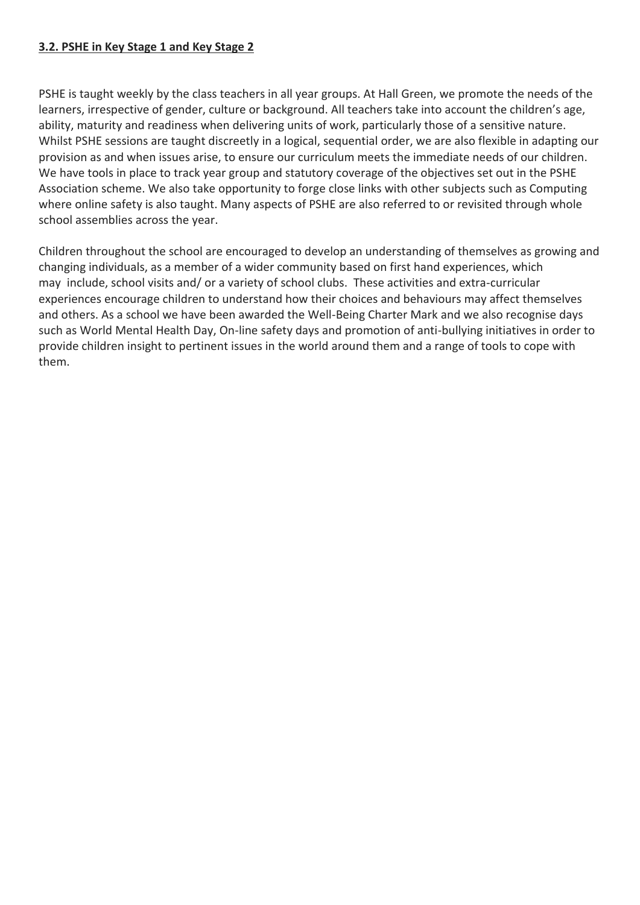### **3.2. PSHE in Key Stage 1 and Key Stage 2**

PSHE is taught weekly by the class teachers in all year groups. At Hall Green, we promote the needs of the learners, irrespective of gender, culture or background. All teachers take into account the children's age, ability, maturity and readiness when delivering units of work, particularly those of a sensitive nature. Whilst PSHE sessions are taught discreetly in a logical, sequential order, we are also flexible in adapting our provision as and when issues arise, to ensure our curriculum meets the immediate needs of our children. We have tools in place to track year group and statutory coverage of the objectives set out in the PSHE Association scheme. We also take opportunity to forge close links with other subjects such as Computing where online safety is also taught. Many aspects of PSHE are also referred to or revisited through whole school assemblies across the year.

Children throughout the school are encouraged to develop an understanding of themselves as growing and changing individuals, as a member of a wider community based on first hand experiences, which may include, school visits and/ or a variety of school clubs. These activities and extra-curricular experiences encourage children to understand how their choices and behaviours may affect themselves and others. As a school we have been awarded the Well-Being Charter Mark and we also recognise days such as World Mental Health Day, On-line safety days and promotion of anti-bullying initiatives in order to provide children insight to pertinent issues in the world around them and a range of tools to cope with them.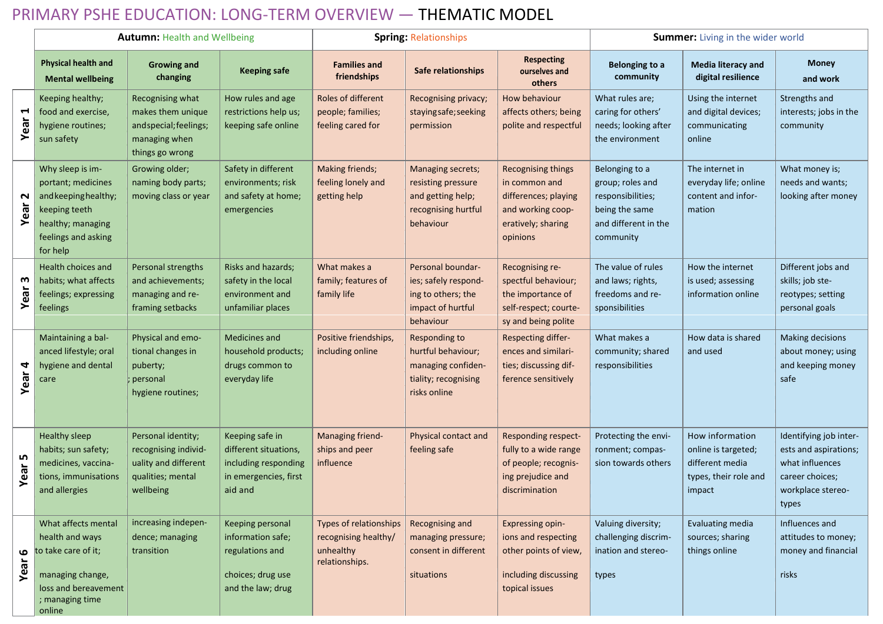# PRIMARY PSHE EDUCATION: LONG-TERM OVERVIEW — THEMATIC MODEL

| | Autumn: Health and Wellbeing | | | Spring: Relationships | | | Summer: Living in the wider world | | |
|---|---|---|---|---|---|---|---|---|---|
| | Physical health and Mental wellbeing | Growing and changing | Keeping safe | Families and friendships | Safe relationships | Respecting ourselves and others | Belonging to a community | Media literacy and digital resilience | Money and work |
| Year 1 | Keeping healthy; food and exercise, hygiene routines; sun safety | Recognising what makes them unique and special; feelings; managing when things go wrong | How rules and age restrictions help us; keeping safe online | Roles of different people; families; feeling cared for | Recognising privacy; staying safe; seeking permission | How behaviour affects others; being polite and respectful | What rules are; caring for others' needs; looking after the environment | Using the internet and digital devices; communicating online | Strengths and interests; jobs in the community |
| Year 2 | Why sleep is important; medicines and keeping healthy; keeping teeth healthy; managing feelings and asking for help | Growing older; naming body parts; moving class or year | Safety in different environments; risk and safety at home; emergencies | Making friends; feeling lonely and getting help | Managing secrets; resisting pressure and getting help; recognising hurtful behaviour | Recognising things in common and differences; playing and working cooperatively; sharing opinions | Belonging to a group; roles and responsibilities; being the same and different in the community | The internet in everyday life; online content and information | What money is; needs and wants; looking after money |
| Year 3 | Health choices and habits; what affects feelings; expressing feelings | Personal strengths and achievements; managing and reframing setbacks | Risks and hazards; safety in the local environment and unfamiliar places | What makes a family; features of family life | Personal boundaries; safely responding to others; the impact of hurtful behaviour | Recognising respectful behaviour; the importance of self-respect; courtesy and being polite | The value of rules and laws; rights, freedoms and responsibilities | How the internet is used; assessing information online | Different jobs and skills; job stereotypes; setting personal goals |
| Year 4 | Maintaining a balanced lifestyle; oral hygiene and dental care | Physical and emotional changes in puberty; ; personal hygiene routines; | Medicines and household products; drugs common to everyday life | Positive friendships, including online | Responding to hurtful behaviour; managing confidentiality; recognising risks online | Respecting differences and similarities; discussing difference sensitively | What makes a community; shared responsibilities | How data is shared and used | Making decisions about money; using and keeping money safe |
| Year 5 | Healthy sleep habits; sun safety; medicines, vaccinations, immunisations and allergies | Personal identity; recognising individuality and different qualities; mental wellbeing | Keeping safe in different situations, including responding in emergencies, first aid and | Managing friendships and peer influence | Physical contact and feeling safe | Responding respectfully to a wide range of people; recognising prejudice and discrimination | Protecting the environment; compassion towards others | How information online is targeted; different media types, their role and impact | Identifying job interests and aspirations; what influences career choices; workplace stereotypes |
| Year 6 | What affects mental health and ways to take care of it; managing change, loss and bereavement ; managing time online | increasing independence; managing transition | Keeping personal information safe; regulations and choices; drug use and the law; drug | Types of relationships recognising healthy/ unhealthy relationships. | Recognising and managing pressure; consent in different situations | Expressing opinions and respecting other points of view, including discussing topical issues | Valuing diversity; challenging discrimination and stereotypes | Evaluating media sources; sharing things online | Influences and attitudes to money; money and financial risks |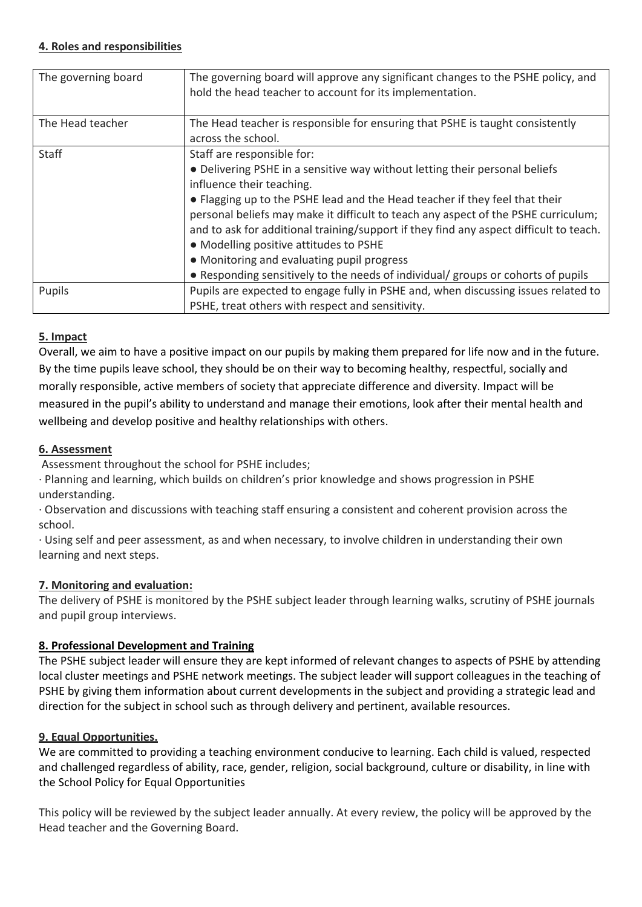#### **4. Roles and responsibilities**

| | |
|---|---|
| The governing board | The governing board will approve any significant changes to the PSHE policy, and hold the head teacher to account for its implementation. |
| The Head teacher | The Head teacher is responsible for ensuring that PSHE is taught consistently across the school. |
| Staff | Staff are responsible for:<br>● Delivering PSHE in a sensitive way without letting their personal beliefs influence their teaching.<br>● Flagging up to the PSHE lead and the Head teacher if they feel that their personal beliefs may make it difficult to teach any aspect of the PSHE curriculum; and to ask for additional training/support if they find any aspect difficult to teach.<br>● Modelling positive attitudes to PSHE<br>● Monitoring and evaluating pupil progress<br>● Responding sensitively to the needs of individual/ groups or cohorts of pupils |
| Pupils | Pupils are expected to engage fully in PSHE and, when discussing issues related to PSHE, treat others with respect and sensitivity. |

#### **5. Impact**

Overall, we aim to have a positive impact on our pupils by making them prepared for life now and in the future. By the time pupils leave school, they should be on their way to becoming healthy, respectful, socially and morally responsible, active members of society that appreciate difference and diversity. Impact will be measured in the pupil's ability to understand and manage their emotions, look after their mental health and wellbeing and develop positive and healthy relationships with others.

#### **6. Assessment**

Assessment throughout the school for PSHE includes;

· Planning and learning, which builds on children's prior knowledge and shows progression in PSHE understanding.

· Observation and discussions with teaching staff ensuring a consistent and coherent provision across the school.

· Using self and peer assessment, as and when necessary, to involve children in understanding their own learning and next steps.

#### **7. Monitoring and evaluation:**

The delivery of PSHE is monitored by the PSHE subject leader through learning walks, scrutiny of PSHE journals and pupil group interviews.

#### **8. Professional Development and Training**

The PSHE subject leader will ensure they are kept informed of relevant changes to aspects of PSHE by attending local cluster meetings and PSHE network meetings. The subject leader will support colleagues in the teaching of PSHE by giving them information about current developments in the subject and providing a strategic lead and direction for the subject in school such as through delivery and pertinent, available resources.

#### **9. Equal Opportunities.**

We are committed to providing a teaching environment conducive to learning. Each child is valued, respected and challenged regardless of ability, race, gender, religion, social background, culture or disability, in line with the School Policy for Equal Opportunities

This policy will be reviewed by the subject leader annually. At every review, the policy will be approved by the Head teacher and the Governing Board.